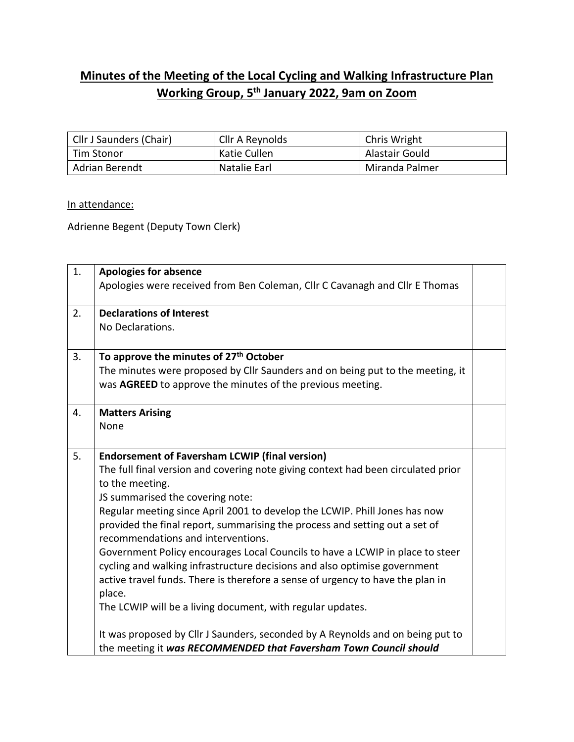# Minutes of the Meeting of the Local Cycling and Walking Infrastructure Plan Working Group, 5th January 2022, 9am on Zoom

| Cllr J Saunders (Chair) | Cllr A Reynolds | Chris Wright |
|---|---|---|
| Tim Stonor | Katie Cullen | Alastair Gould |
| Adrian Berendt | Natalie Earl | Miranda Palmer |

In attendance:

Adrienne Begent (Deputy Town Clerk)

| | | |
|---|---|---|
| 1. | **Apologies for absence**<br>Apologies were received from Ben Coleman, Cllr C Cavanagh and Cllr E Thomas | |
| 2. | **Declarations of Interest**<br>No Declarations. | |
| 3. | **To approve the minutes of 27th October**<br>The minutes were proposed by Cllr Saunders and on being put to the meeting, it was **AGREED** to approve the minutes of the previous meeting. | |
| 4. | **Matters Arising**<br>None | |
| 5. | **Endorsement of Faversham LCWIP (final version)**<br>The full final version and covering note giving context had been circulated prior to the meeting.<br>JS summarised the covering note:<br>Regular meeting since April 2001 to develop the LCWIP. Phill Jones has now provided the final report, summarising the process and setting out a set of recommendations and interventions.<br>Government Policy encourages Local Councils to have a LCWIP in place to steer cycling and walking infrastructure decisions and also optimise government active travel funds. There is therefore a sense of urgency to have the plan in place.<br>The LCWIP will be a living document, with regular updates.<br><br>It was proposed by Cllr J Saunders, seconded by A Reynolds and on being put to the meeting it ***was RECOMMENDED that Faversham Town Council should*** | |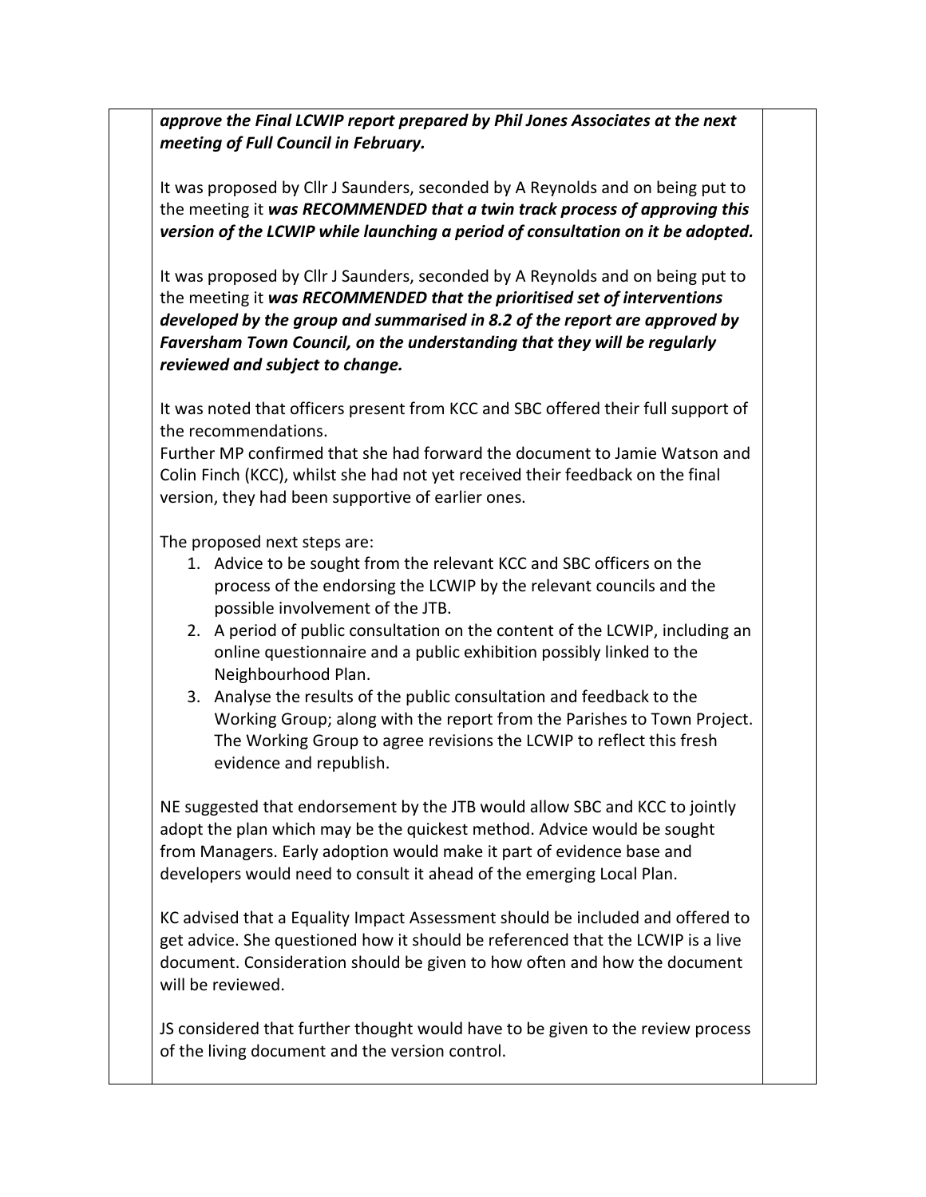***approve the Final LCWIP report prepared by Phil Jones Associates at the next meeting of Full Council in February.***

It was proposed by Cllr J Saunders, seconded by A Reynolds and on being put to the meeting it ***was RECOMMENDED that a twin track process of approving this version of the LCWIP while launching a period of consultation on it be adopted.***

It was proposed by Cllr J Saunders, seconded by A Reynolds and on being put to the meeting it ***was RECOMMENDED that the prioritised set of interventions developed by the group and summarised in 8.2 of the report are approved by Faversham Town Council, on the understanding that they will be regularly reviewed and subject to change.***

It was noted that officers present from KCC and SBC offered their full support of the recommendations.
Further MP confirmed that she had forward the document to Jamie Watson and Colin Finch (KCC), whilst she had not yet received their feedback on the final version, they had been supportive of earlier ones.

The proposed next steps are:

1. Advice to be sought from the relevant KCC and SBC officers on the process of the endorsing the LCWIP by the relevant councils and the possible involvement of the JTB.
2. A period of public consultation on the content of the LCWIP, including an online questionnaire and a public exhibition possibly linked to the Neighbourhood Plan.
3. Analyse the results of the public consultation and feedback to the Working Group; along with the report from the Parishes to Town Project. The Working Group to agree revisions the LCWIP to reflect this fresh evidence and republish.

NE suggested that endorsement by the JTB would allow SBC and KCC to jointly adopt the plan which may be the quickest method. Advice would be sought from Managers. Early adoption would make it part of evidence base and developers would need to consult it ahead of the emerging Local Plan.

KC advised that a Equality Impact Assessment should be included and offered to get advice. She questioned how it should be referenced that the LCWIP is a live document. Consideration should be given to how often and how the document will be reviewed.

JS considered that further thought would have to be given to the review process of the living document and the version control.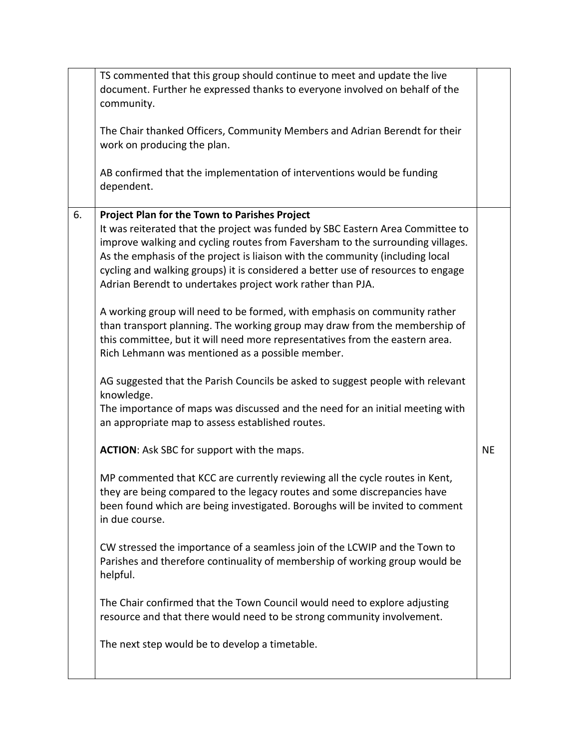| | | |
|---|---|---|
| | TS commented that this group should continue to meet and update the live document. Further he expressed thanks to everyone involved on behalf of the community.<br><br>The Chair thanked Officers, Community Members and Adrian Berendt for their work on producing the plan.<br><br>AB confirmed that the implementation of interventions would be funding dependent. | |
| 6. | **Project Plan for the Town to Parishes Project**<br>It was reiterated that the project was funded by SBC Eastern Area Committee to improve walking and cycling routes from Faversham to the surrounding villages. As the emphasis of the project is liaison with the community (including local cycling and walking groups) it is considered a better use of resources to engage Adrian Berendt to undertakes project work rather than PJA.<br><br>A working group will need to be formed, with emphasis on community rather than transport planning. The working group may draw from the membership of this committee, but it will need more representatives from the eastern area. Rich Lehmann was mentioned as a possible member.<br><br>AG suggested that the Parish Councils be asked to suggest people with relevant knowledge.<br>The importance of maps was discussed and the need for an initial meeting with an appropriate map to assess established routes.<br><br>**ACTION**: Ask SBC for support with the maps.<br><br>MP commented that KCC are currently reviewing all the cycle routes in Kent, they are being compared to the legacy routes and some discrepancies have been found which are being investigated. Boroughs will be invited to comment in due course.<br><br>CW stressed the importance of a seamless join of the LCWIP and the Town to Parishes and therefore continuality of membership of working group would be helpful.<br><br>The Chair confirmed that the Town Council would need to explore adjusting resource and that there would need to be strong community involvement.<br><br>The next step would be to develop a timetable. | NE |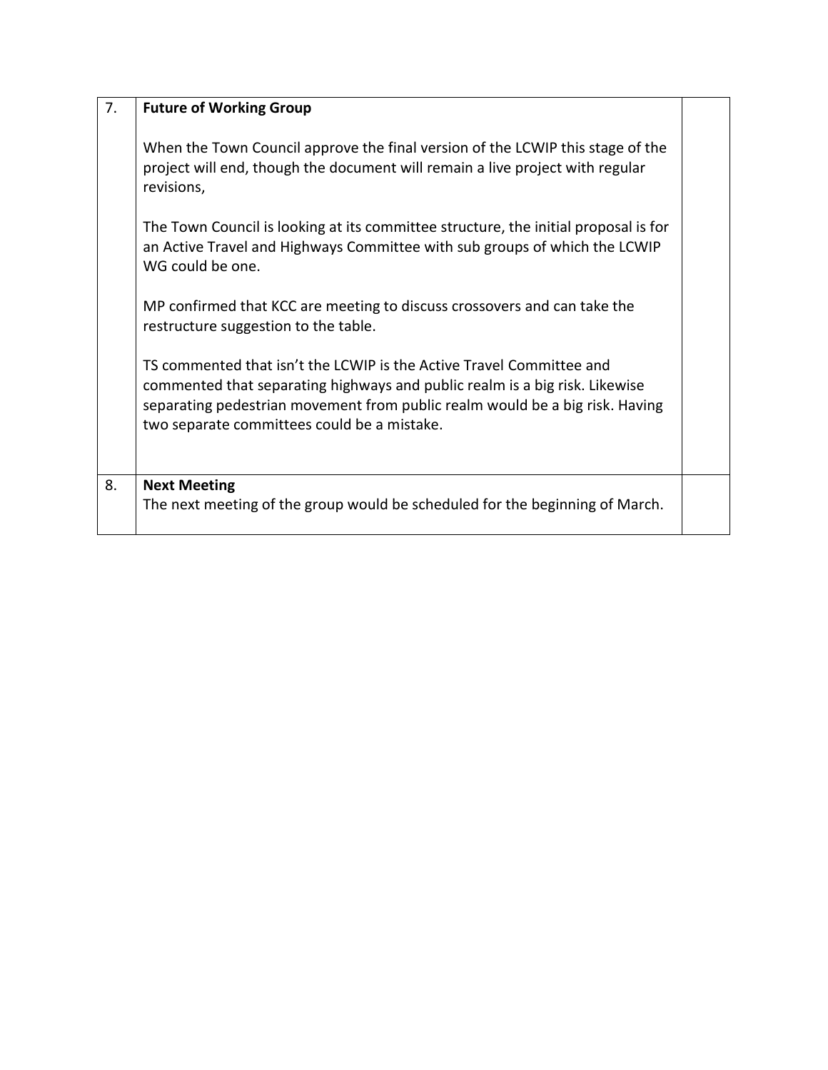| | | |
|---|---|---|
| 7. | **Future of Working Group**<br><br>When the Town Council approve the final version of the LCWIP this stage of the project will end, though the document will remain a live project with regular revisions,<br><br>The Town Council is looking at its committee structure, the initial proposal is for an Active Travel and Highways Committee with sub groups of which the LCWIP WG could be one.<br><br>MP confirmed that KCC are meeting to discuss crossovers and can take the restructure suggestion to the table.<br><br>TS commented that isn't the LCWIP is the Active Travel Committee and commented that separating highways and public realm is a big risk. Likewise separating pedestrian movement from public realm would be a big risk. Having two separate committees could be a mistake. | |
| 8. | **Next Meeting**<br>The next meeting of the group would be scheduled for the beginning of March. | |